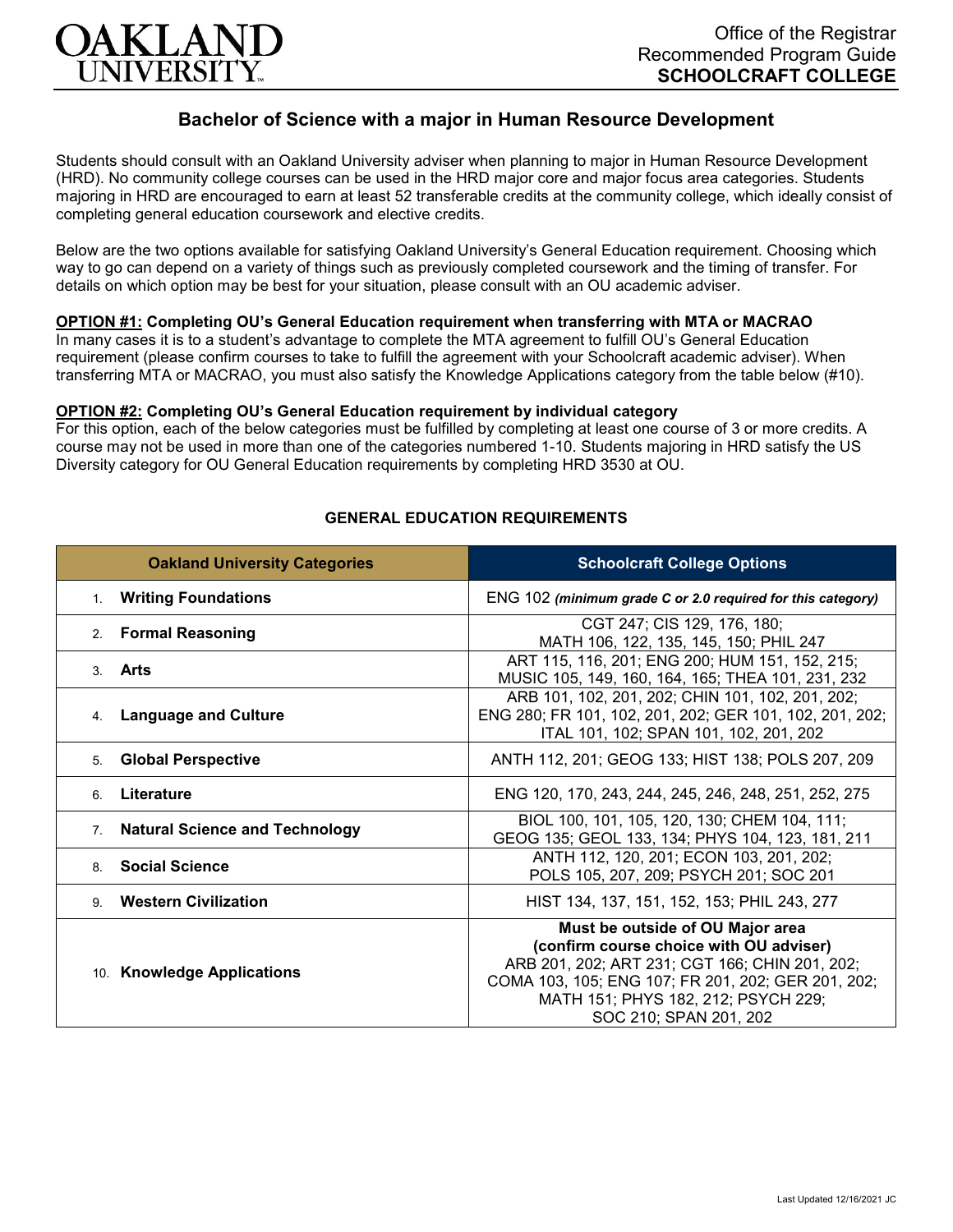OAKLAND UNIVERSITY

Office of the Registrar
Recommended Program Guide
**SCHOOLCRAFT COLLEGE**

# Bachelor of Science with a major in Human Resource Development

Students should consult with an Oakland University adviser when planning to major in Human Resource Development (HRD). No community college courses can be used in the HRD major core and major focus area categories. Students majoring in HRD are encouraged to earn at least 52 transferable credits at the community college, which ideally consist of completing general education coursework and elective credits.

Below are the two options available for satisfying Oakland University's General Education requirement. Choosing which way to go can depend on a variety of things such as previously completed coursework and the timing of transfer. For details on which option may be best for your situation, please consult with an OU academic adviser.

**OPTION #1: Completing OU's General Education requirement when transferring with MTA or MACRAO**
In many cases it is to a student's advantage to complete the MTA agreement to fulfill OU's General Education requirement (please confirm courses to take to fulfill the agreement with your Schoolcraft academic adviser). When transferring MTA or MACRAO, you must also satisfy the Knowledge Applications category from the table below (#10).

**OPTION #2: Completing OU's General Education requirement by individual category**
For this option, each of the below categories must be fulfilled by completing at least one course of 3 or more credits. A course may not be used in more than one of the categories numbered 1-10. Students majoring in HRD satisfy the US Diversity category for OU General Education requirements by completing HRD 3530 at OU.

## GENERAL EDUCATION REQUIREMENTS

| Oakland University Categories | Schoolcraft College Options |
|---|---|
| 1. **Writing Foundations** | ENG 102 *(minimum grade C or 2.0 required for this category)* |
| 2. **Formal Reasoning** | CGT 247; CIS 129, 176, 180; MATH 106, 122, 135, 145, 150; PHIL 247 |
| 3. **Arts** | ART 115, 116, 201; ENG 200; HUM 151, 152, 215; MUSIC 105, 149, 160, 164, 165; THEA 101, 231, 232 |
| 4. **Language and Culture** | ARB 101, 102, 201, 202; CHIN 101, 102, 201, 202; ENG 280; FR 101, 102, 201, 202; GER 101, 102, 201, 202; ITAL 101, 102; SPAN 101, 102, 201, 202 |
| 5. **Global Perspective** | ANTH 112, 201; GEOG 133; HIST 138; POLS 207, 209 |
| 6. **Literature** | ENG 120, 170, 243, 244, 245, 246, 248, 251, 252, 275 |
| 7. **Natural Science and Technology** | BIOL 100, 101, 105, 120, 130; CHEM 104, 111; GEOG 135; GEOL 133, 134; PHYS 104, 123, 181, 211 |
| 8. **Social Science** | ANTH 112, 120, 201; ECON 103, 201, 202; POLS 105, 207, 209; PSYCH 201; SOC 201 |
| 9. **Western Civilization** | HIST 134, 137, 151, 152, 153; PHIL 243, 277 |
| 10. **Knowledge Applications** | **Must be outside of OU Major area (confirm course choice with OU adviser)** ARB 201, 202; ART 231; CGT 166; CHIN 201, 202; COMA 103, 105; ENG 107; FR 201, 202; GER 201, 202; MATH 151; PHYS 182, 212; PSYCH 229; SOC 210; SPAN 201, 202 |

Last Updated 12/16/2021 JC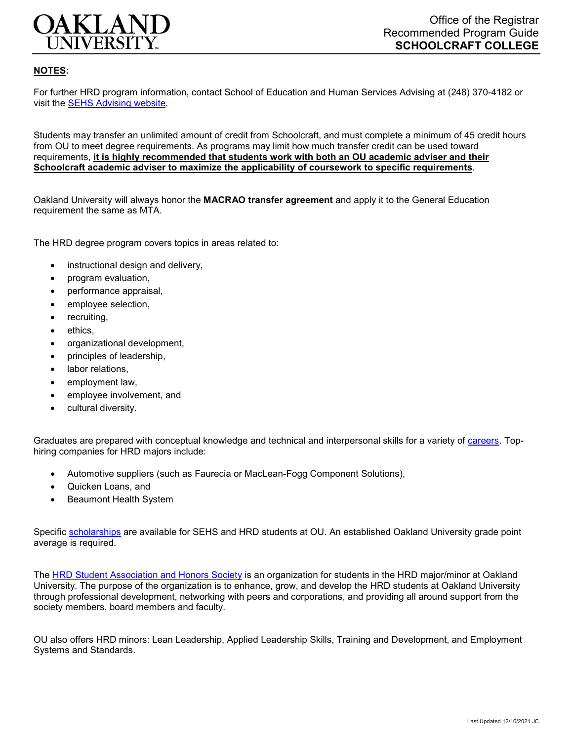**NOTES:**

For further HRD program information, contact School of Education and Human Services Advising at (248) 370-4182 or visit the SEHS Advising website.

Students may transfer an unlimited amount of credit from Schoolcraft, and must complete a minimum of 45 credit hours from OU to meet degree requirements. As programs may limit how much transfer credit can be used toward requirements, **it is highly recommended that students work with both an OU academic adviser and their Schoolcraft academic adviser to maximize the applicability of coursework to specific requirements**.

Oakland University will always honor the **MACRAO transfer agreement** and apply it to the General Education requirement the same as MTA.

The HRD degree program covers topics in areas related to:

- instructional design and delivery,
- program evaluation,
- performance appraisal,
- employee selection,
- recruiting,
- ethics,
- organizational development,
- principles of leadership,
- labor relations,
- employment law,
- employee involvement, and
- cultural diversity.

Graduates are prepared with conceptual knowledge and technical and interpersonal skills for a variety of careers. Top-hiring companies for HRD majors include:

- Automotive suppliers (such as Faurecia or MacLean-Fogg Component Solutions),
- Quicken Loans, and
- Beaumont Health System

Specific scholarships are available for SEHS and HRD students at OU. An established Oakland University grade point average is required.

The HRD Student Association and Honors Society is an organization for students in the HRD major/minor at Oakland University. The purpose of the organization is to enhance, grow, and develop the HRD students at Oakland University through professional development, networking with peers and corporations, and providing all around support from the society members, board members and faculty.

OU also offers HRD minors: Lean Leadership, Applied Leadership Skills, Training and Development, and Employment Systems and Standards.